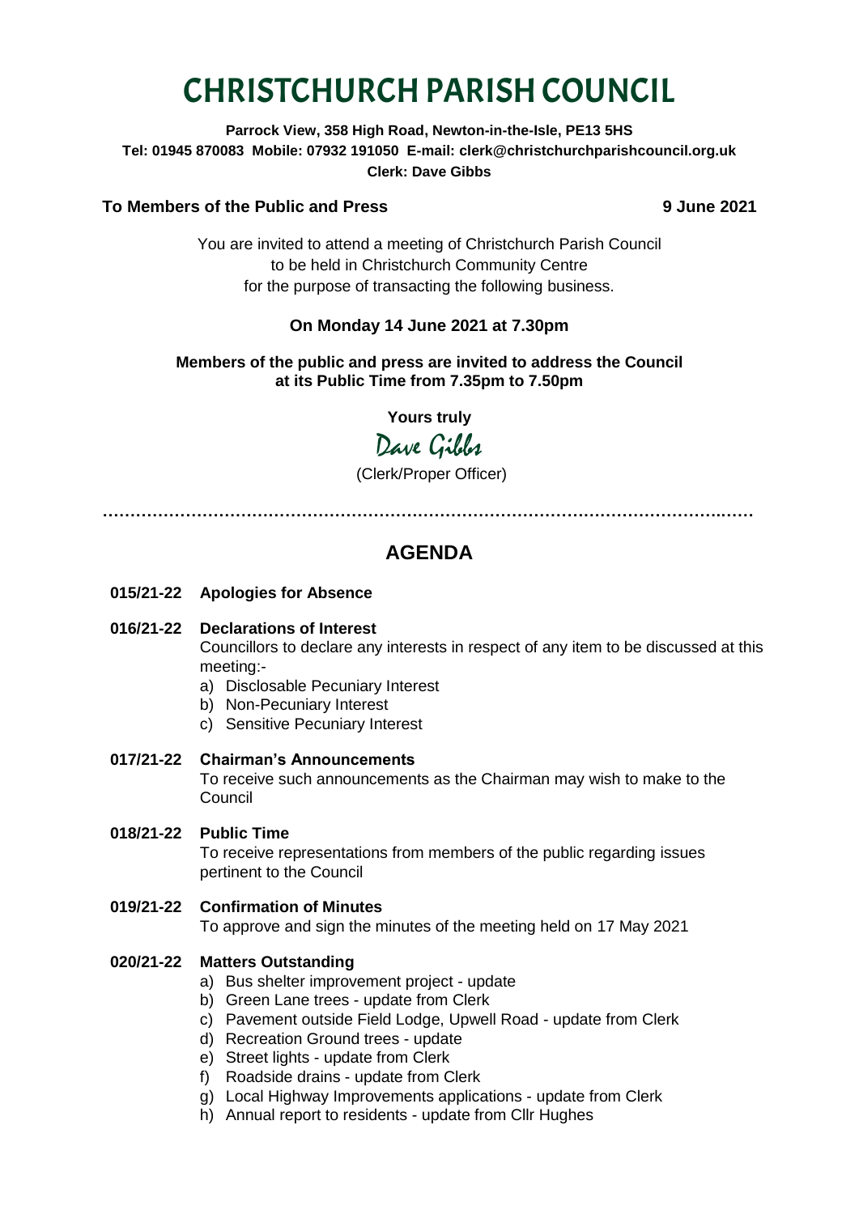# CHRISTCHURCH PARISH COUNCIL

**Parrock View, 358 High Road, Newton-in-the-Isle, PE13 5HS**
**Tel: 01945 870083 Mobile: 07932 191050 E-mail: clerk@christchurchparishcouncil.org.uk**
**Clerk: Dave Gibbs**

**To Members of the Public and Press** **9 June 2021**

You are invited to attend a meeting of Christchurch Parish Council
to be held in Christchurch Community Centre
for the purpose of transacting the following business.

**On Monday 14 June 2021 at 7.30pm**

**Members of the public and press are invited to address the Council at its Public Time from 7.35pm to 7.50pm**

**Yours truly**

Dave Gibbs

(Clerk/Proper Officer)

---

## AGENDA

**015/21-22 Apologies for Absence**

**016/21-22 Declarations of Interest**
Councillors to declare any interests in respect of any item to be discussed at this meeting:-
a) Disclosable Pecuniary Interest
b) Non-Pecuniary Interest
c) Sensitive Pecuniary Interest

**017/21-22 Chairman's Announcements**
To receive such announcements as the Chairman may wish to make to the Council

**018/21-22 Public Time**
To receive representations from members of the public regarding issues pertinent to the Council

**019/21-22 Confirmation of Minutes**
To approve and sign the minutes of the meeting held on 17 May 2021

**020/21-22 Matters Outstanding**
a) Bus shelter improvement project - update
b) Green Lane trees - update from Clerk
c) Pavement outside Field Lodge, Upwell Road - update from Clerk
d) Recreation Ground trees - update
e) Street lights - update from Clerk
f) Roadside drains - update from Clerk
g) Local Highway Improvements applications - update from Clerk
h) Annual report to residents - update from Cllr Hughes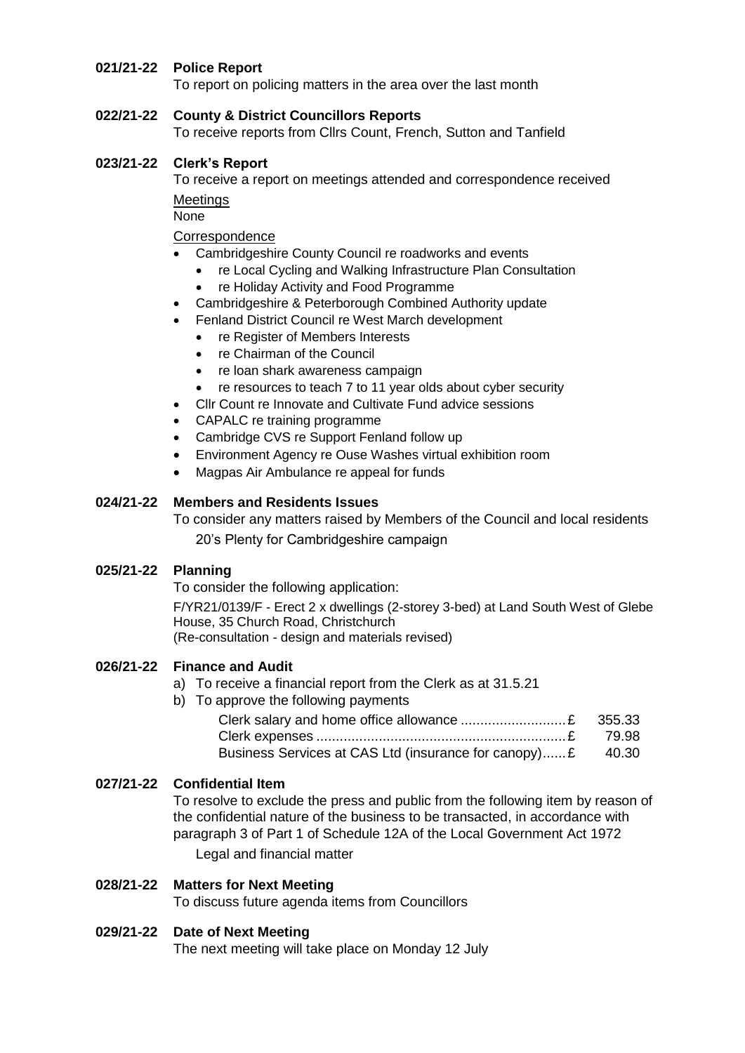**021/21-22 Police Report**

To report on policing matters in the area over the last month

**022/21-22 County & District Councillors Reports**

To receive reports from Cllrs Count, French, Sutton and Tanfield

**023/21-22 Clerk's Report**

To receive a report on meetings attended and correspondence received

Meetings

None

Correspondence

- Cambridgeshire County Council re roadworks and events
  - re Local Cycling and Walking Infrastructure Plan Consultation
  - re Holiday Activity and Food Programme
- Cambridgeshire & Peterborough Combined Authority update
- Fenland District Council re West March development
  - re Register of Members Interests
  - re Chairman of the Council
  - re loan shark awareness campaign
  - re resources to teach 7 to 11 year olds about cyber security
- Cllr Count re Innovate and Cultivate Fund advice sessions
- CAPALC re training programme
- Cambridge CVS re Support Fenland follow up
- Environment Agency re Ouse Washes virtual exhibition room
- Magpas Air Ambulance re appeal for funds

**024/21-22 Members and Residents Issues**

To consider any matters raised by Members of the Council and local residents

20's Plenty for Cambridgeshire campaign

**025/21-22 Planning**

To consider the following application:

F/YR21/0139/F - Erect 2 x dwellings (2-storey 3-bed) at Land South West of Glebe House, 35 Church Road, Christchurch
(Re-consultation - design and materials revised)

**026/21-22 Finance and Audit**

a) To receive a financial report from the Clerk as at 31.5.21
b) To approve the following payments

| | | |
|---|---|---|
| Clerk salary and home office allowance | £ | 355.33 |
| Clerk expenses | £ | 79.98 |
| Business Services at CAS Ltd (insurance for canopy) | £ | 40.30 |

**027/21-22 Confidential Item**

To resolve to exclude the press and public from the following item by reason of the confidential nature of the business to be transacted, in accordance with paragraph 3 of Part 1 of Schedule 12A of the Local Government Act 1972

Legal and financial matter

**028/21-22 Matters for Next Meeting**

To discuss future agenda items from Councillors

**029/21-22 Date of Next Meeting**

The next meeting will take place on Monday 12 July